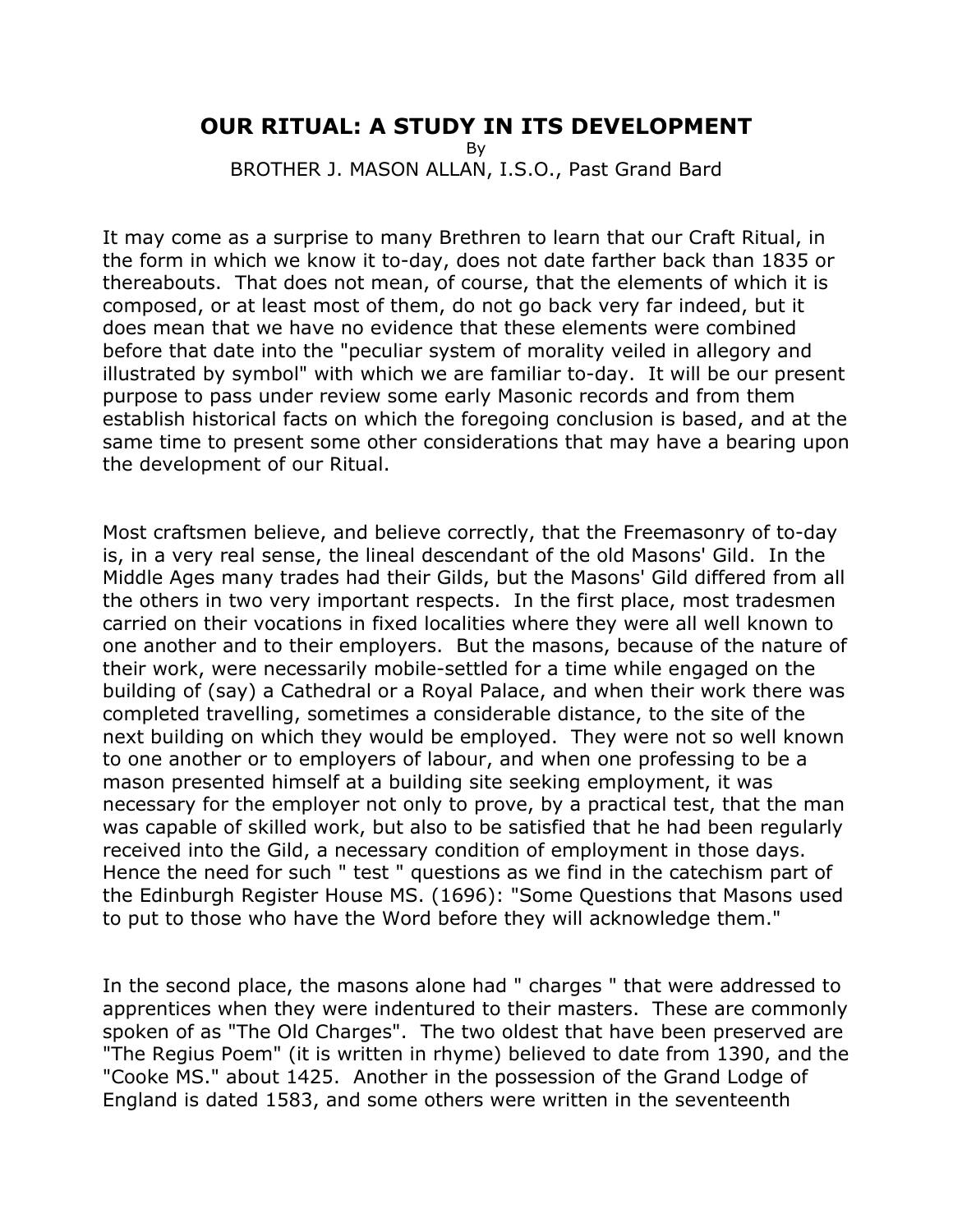# OUR RITUAL: A STUDY IN ITS DEVELOPMENT

By

BROTHER J. MASON ALLAN, I.S.O., Past Grand Bard

It may come as a surprise to many Brethren to learn that our Craft Ritual, in the form in which we know it to-day, does not date farther back than 1835 or thereabouts. That does not mean, of course, that the elements of which it is composed, or at least most of them, do not go back very far indeed, but it does mean that we have no evidence that these elements were combined before that date into the "peculiar system of morality veiled in allegory and illustrated by symbol" with which we are familiar to-day. It will be our present purpose to pass under review some early Masonic records and from them establish historical facts on which the foregoing conclusion is based, and at the same time to present some other considerations that may have a bearing upon the development of our Ritual.

Most craftsmen believe, and believe correctly, that the Freemasonry of to-day is, in a very real sense, the lineal descendant of the old Masons' Gild. In the Middle Ages many trades had their Gilds, but the Masons' Gild differed from all the others in two very important respects. In the first place, most tradesmen carried on their vocations in fixed localities where they were all well known to one another and to their employers. But the masons, because of the nature of their work, were necessarily mobile-settled for a time while engaged on the building of (say) a Cathedral or a Royal Palace, and when their work there was completed travelling, sometimes a considerable distance, to the site of the next building on which they would be employed. They were not so well known to one another or to employers of labour, and when one professing to be a mason presented himself at a building site seeking employment, it was necessary for the employer not only to prove, by a practical test, that the man was capable of skilled work, but also to be satisfied that he had been regularly received into the Gild, a necessary condition of employment in those days. Hence the need for such " test " questions as we find in the catechism part of the Edinburgh Register House MS. (1696): "Some Questions that Masons used to put to those who have the Word before they will acknowledge them."

In the second place, the masons alone had " charges " that were addressed to apprentices when they were indentured to their masters. These are commonly spoken of as "The Old Charges". The two oldest that have been preserved are "The Regius Poem" (it is written in rhyme) believed to date from 1390, and the "Cooke MS." about 1425. Another in the possession of the Grand Lodge of England is dated 1583, and some others were written in the seventeenth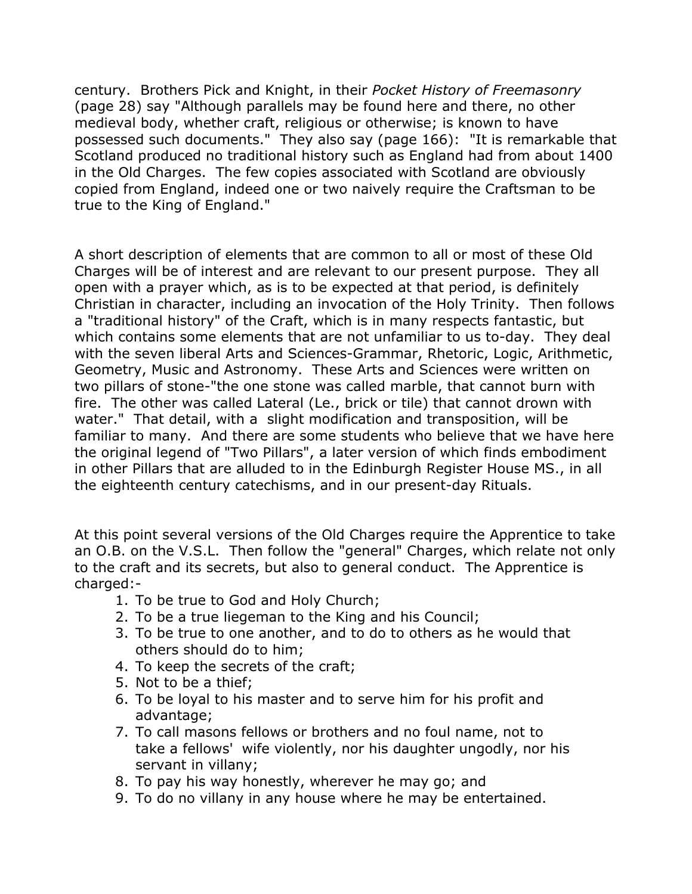century. Brothers Pick and Knight, in their *Pocket History of Freemasonry* (page 28) say "Although parallels may be found here and there, no other medieval body, whether craft, religious or otherwise; is known to have possessed such documents." They also say (page 166): "It is remarkable that Scotland produced no traditional history such as England had from about 1400 in the Old Charges. The few copies associated with Scotland are obviously copied from England, indeed one or two naively require the Craftsman to be true to the King of England."

A short description of elements that are common to all or most of these Old Charges will be of interest and are relevant to our present purpose. They all open with a prayer which, as is to be expected at that period, is definitely Christian in character, including an invocation of the Holy Trinity. Then follows a "traditional history" of the Craft, which is in many respects fantastic, but which contains some elements that are not unfamiliar to us to-day. They deal with the seven liberal Arts and Sciences-Grammar, Rhetoric, Logic, Arithmetic, Geometry, Music and Astronomy. These Arts and Sciences were written on two pillars of stone-"the one stone was called marble, that cannot burn with fire. The other was called Lateral (Le., brick or tile) that cannot drown with water." That detail, with a slight modification and transposition, will be familiar to many. And there are some students who believe that we have here the original legend of "Two Pillars", a later version of which finds embodiment in other Pillars that are alluded to in the Edinburgh Register House MS., in all the eighteenth century catechisms, and in our present-day Rituals.

At this point several versions of the Old Charges require the Apprentice to take an O.B. on the V.S.L. Then follow the "general" Charges, which relate not only to the craft and its secrets, but also to general conduct. The Apprentice is charged:-

1. To be true to God and Holy Church;
2. To be a true liegeman to the King and his Council;
3. To be true to one another, and to do to others as he would that others should do to him;
4. To keep the secrets of the craft;
5. Not to be a thief;
6. To be loyal to his master and to serve him for his profit and advantage;
7. To call masons fellows or brothers and no foul name, not to take a fellows' wife violently, nor his daughter ungodly, nor his servant in villany;
8. To pay his way honestly, wherever he may go; and
9. To do no villany in any house where he may be entertained.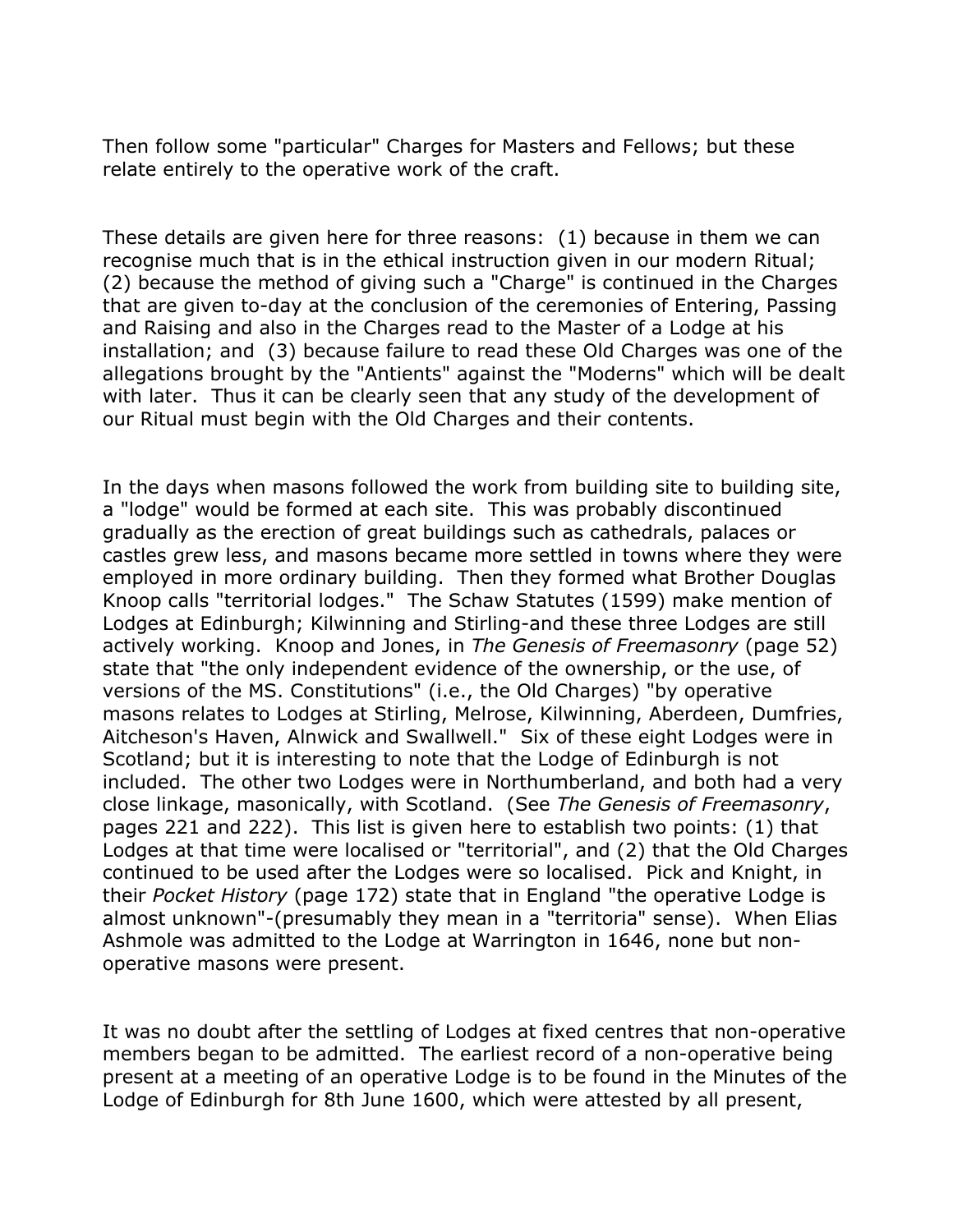Then follow some "particular" Charges for Masters and Fellows; but these relate entirely to the operative work of the craft.

These details are given here for three reasons: (1) because in them we can recognise much that is in the ethical instruction given in our modern Ritual; (2) because the method of giving such a "Charge" is continued in the Charges that are given to-day at the conclusion of the ceremonies of Entering, Passing and Raising and also in the Charges read to the Master of a Lodge at his installation; and (3) because failure to read these Old Charges was one of the allegations brought by the "Antients" against the "Moderns" which will be dealt with later. Thus it can be clearly seen that any study of the development of our Ritual must begin with the Old Charges and their contents.

In the days when masons followed the work from building site to building site, a "lodge" would be formed at each site. This was probably discontinued gradually as the erection of great buildings such as cathedrals, palaces or castles grew less, and masons became more settled in towns where they were employed in more ordinary building. Then they formed what Brother Douglas Knoop calls "territorial lodges." The Schaw Statutes (1599) make mention of Lodges at Edinburgh; Kilwinning and Stirling-and these three Lodges are still actively working. Knoop and Jones, in *The Genesis of Freemasonry* (page 52) state that "the only independent evidence of the ownership, or the use, of versions of the MS. Constitutions" (i.e., the Old Charges) "by operative masons relates to Lodges at Stirling, Melrose, Kilwinning, Aberdeen, Dumfries, Aitcheson's Haven, Alnwick and Swallwell." Six of these eight Lodges were in Scotland; but it is interesting to note that the Lodge of Edinburgh is not included. The other two Lodges were in Northumberland, and both had a very close linkage, masonically, with Scotland. (See *The Genesis of Freemasonry*, pages 221 and 222). This list is given here to establish two points: (1) that Lodges at that time were localised or "territorial", and (2) that the Old Charges continued to be used after the Lodges were so localised. Pick and Knight, in their *Pocket History* (page 172) state that in England "the operative Lodge is almost unknown"-(presumably they mean in a "territoria" sense). When Elias Ashmole was admitted to the Lodge at Warrington in 1646, none but non-operative masons were present.

It was no doubt after the settling of Lodges at fixed centres that non-operative members began to be admitted. The earliest record of a non-operative being present at a meeting of an operative Lodge is to be found in the Minutes of the Lodge of Edinburgh for 8th June 1600, which were attested by all present,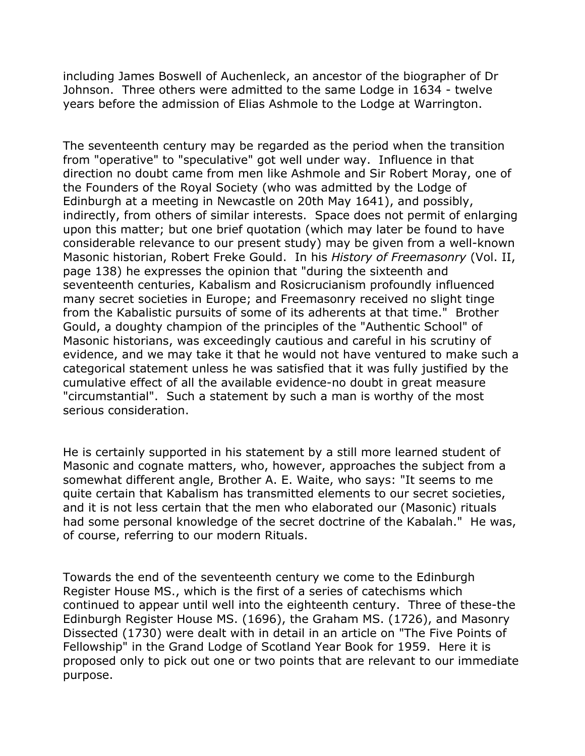including James Boswell of Auchenleck, an ancestor of the biographer of Dr Johnson. Three others were admitted to the same Lodge in 1634 - twelve years before the admission of Elias Ashmole to the Lodge at Warrington.

The seventeenth century may be regarded as the period when the transition from "operative" to "speculative" got well under way. Influence in that direction no doubt came from men like Ashmole and Sir Robert Moray, one of the Founders of the Royal Society (who was admitted by the Lodge of Edinburgh at a meeting in Newcastle on 20th May 1641), and possibly, indirectly, from others of similar interests. Space does not permit of enlarging upon this matter; but one brief quotation (which may later be found to have considerable relevance to our present study) may be given from a well-known Masonic historian, Robert Freke Gould. In his *History of Freemasonry* (Vol. II, page 138) he expresses the opinion that "during the sixteenth and seventeenth centuries, Kabalism and Rosicrucianism profoundly influenced many secret societies in Europe; and Freemasonry received no slight tinge from the Kabalistic pursuits of some of its adherents at that time." Brother Gould, a doughty champion of the principles of the "Authentic School" of Masonic historians, was exceedingly cautious and careful in his scrutiny of evidence, and we may take it that he would not have ventured to make such a categorical statement unless he was satisfied that it was fully justified by the cumulative effect of all the available evidence-no doubt in great measure "circumstantial". Such a statement by such a man is worthy of the most serious consideration.

He is certainly supported in his statement by a still more learned student of Masonic and cognate matters, who, however, approaches the subject from a somewhat different angle, Brother A. E. Waite, who says: "It seems to me quite certain that Kabalism has transmitted elements to our secret societies, and it is not less certain that the men who elaborated our (Masonic) rituals had some personal knowledge of the secret doctrine of the Kabalah." He was, of course, referring to our modern Rituals.

Towards the end of the seventeenth century we come to the Edinburgh Register House MS., which is the first of a series of catechisms which continued to appear until well into the eighteenth century. Three of these-the Edinburgh Register House MS. (1696), the Graham MS. (1726), and Masonry Dissected (1730) were dealt with in detail in an article on "The Five Points of Fellowship" in the Grand Lodge of Scotland Year Book for 1959. Here it is proposed only to pick out one or two points that are relevant to our immediate purpose.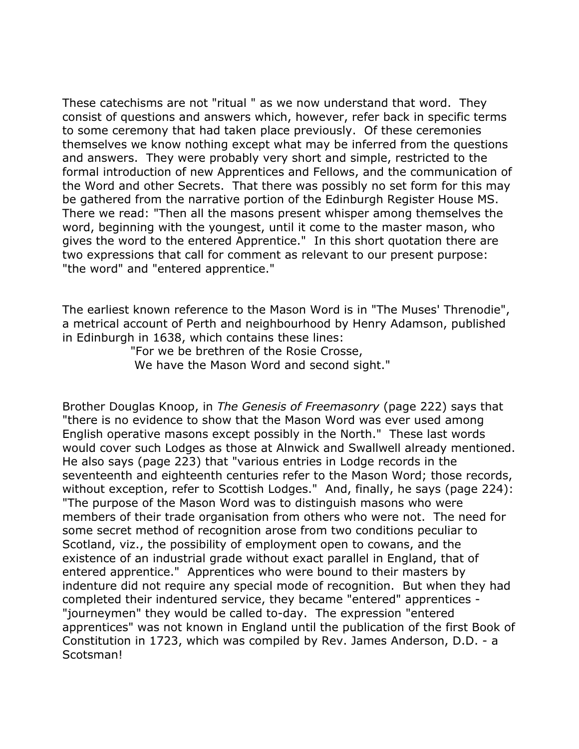These catechisms are not "ritual " as we now understand that word. They consist of questions and answers which, however, refer back in specific terms to some ceremony that had taken place previously. Of these ceremonies themselves we know nothing except what may be inferred from the questions and answers. They were probably very short and simple, restricted to the formal introduction of new Apprentices and Fellows, and the communication of the Word and other Secrets. That there was possibly no set form for this may be gathered from the narrative portion of the Edinburgh Register House MS. There we read: "Then all the masons present whisper among themselves the word, beginning with the youngest, until it come to the master mason, who gives the word to the entered Apprentice." In this short quotation there are two expressions that call for comment as relevant to our present purpose: "the word" and "entered apprentice."

The earliest known reference to the Mason Word is in "The Muses' Threnodie", a metrical account of Perth and neighbourhood by Henry Adamson, published in Edinburgh in 1638, which contains these lines:

> "For we be brethren of the Rosie Crosse,
> We have the Mason Word and second sight."

Brother Douglas Knoop, in *The Genesis of Freemasonry* (page 222) says that "there is no evidence to show that the Mason Word was ever used among English operative masons except possibly in the North." These last words would cover such Lodges as those at Alnwick and Swallwell already mentioned. He also says (page 223) that "various entries in Lodge records in the seventeenth and eighteenth centuries refer to the Mason Word; those records, without exception, refer to Scottish Lodges." And, finally, he says (page 224): "The purpose of the Mason Word was to distinguish masons who were members of their trade organisation from others who were not. The need for some secret method of recognition arose from two conditions peculiar to Scotland, viz., the possibility of employment open to cowans, and the existence of an industrial grade without exact parallel in England, that of entered apprentice." Apprentices who were bound to their masters by indenture did not require any special mode of recognition. But when they had completed their indentured service, they became "entered" apprentices - "journeymen" they would be called to-day. The expression "entered apprentices" was not known in England until the publication of the first Book of Constitution in 1723, which was compiled by Rev. James Anderson, D.D. - a Scotsman!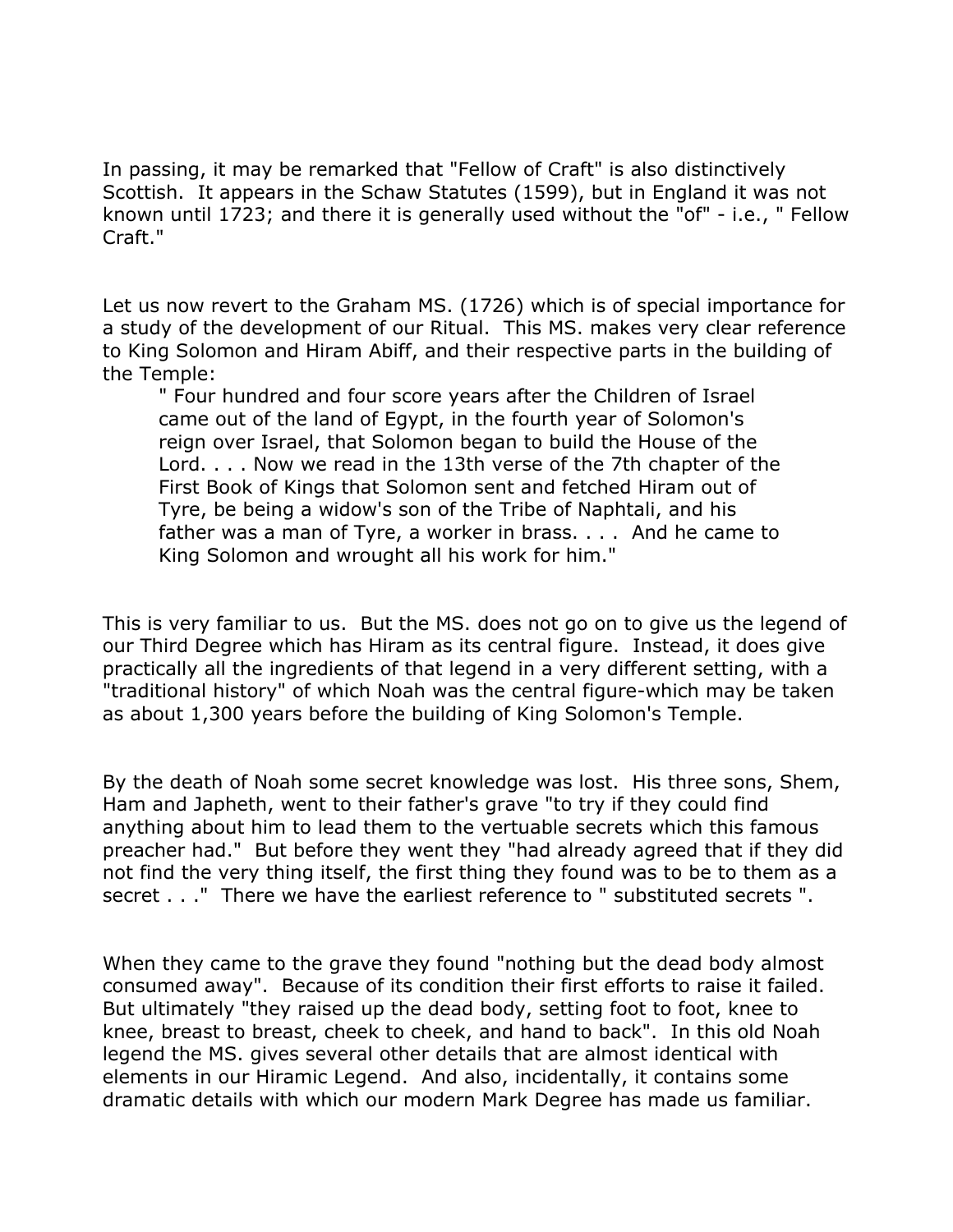In passing, it may be remarked that "Fellow of Craft" is also distinctively Scottish. It appears in the Schaw Statutes (1599), but in England it was not known until 1723; and there it is generally used without the "of" - i.e., " Fellow Craft."

Let us now revert to the Graham MS. (1726) which is of special importance for a study of the development of our Ritual. This MS. makes very clear reference to King Solomon and Hiram Abiff, and their respective parts in the building of the Temple:

> " Four hundred and four score years after the Children of Israel came out of the land of Egypt, in the fourth year of Solomon's reign over Israel, that Solomon began to build the House of the Lord. . . . Now we read in the 13th verse of the 7th chapter of the First Book of Kings that Solomon sent and fetched Hiram out of Tyre, be being a widow's son of the Tribe of Naphtali, and his father was a man of Tyre, a worker in brass. . . . And he came to King Solomon and wrought all his work for him."

This is very familiar to us. But the MS. does not go on to give us the legend of our Third Degree which has Hiram as its central figure. Instead, it does give practically all the ingredients of that legend in a very different setting, with a "traditional history" of which Noah was the central figure-which may be taken as about 1,300 years before the building of King Solomon's Temple.

By the death of Noah some secret knowledge was lost. His three sons, Shem, Ham and Japheth, went to their father's grave "to try if they could find anything about him to lead them to the vertuable secrets which this famous preacher had." But before they went they "had already agreed that if they did not find the very thing itself, the first thing they found was to be to them as a secret . . ." There we have the earliest reference to " substituted secrets ".

When they came to the grave they found "nothing but the dead body almost consumed away". Because of its condition their first efforts to raise it failed. But ultimately "they raised up the dead body, setting foot to foot, knee to knee, breast to breast, cheek to cheek, and hand to back". In this old Noah legend the MS. gives several other details that are almost identical with elements in our Hiramic Legend. And also, incidentally, it contains some dramatic details with which our modern Mark Degree has made us familiar.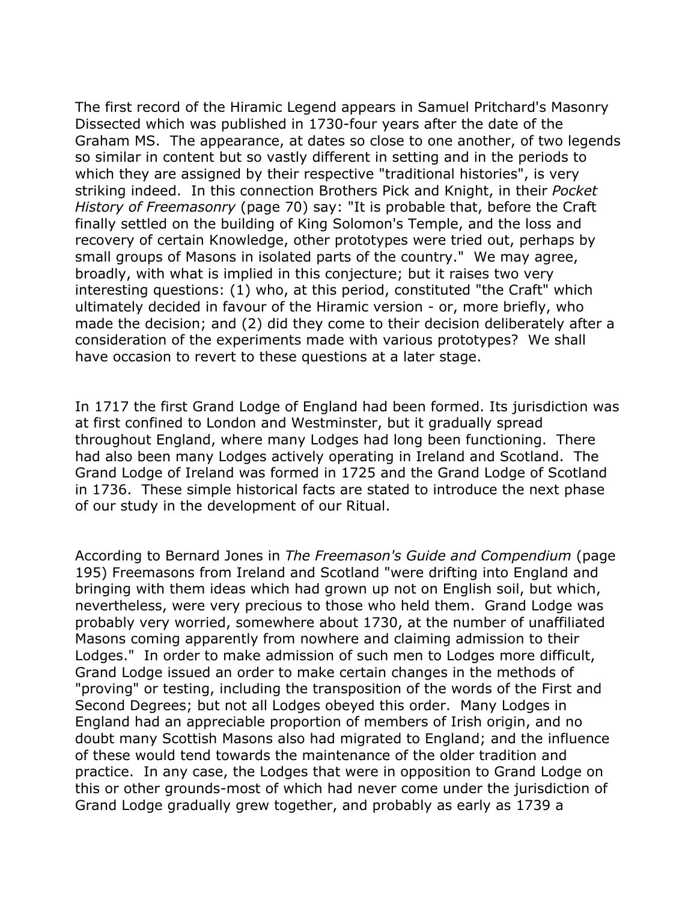The first record of the Hiramic Legend appears in Samuel Pritchard's Masonry Dissected which was published in 1730-four years after the date of the Graham MS. The appearance, at dates so close to one another, of two legends so similar in content but so vastly different in setting and in the periods to which they are assigned by their respective "traditional histories", is very striking indeed. In this connection Brothers Pick and Knight, in their *Pocket History of Freemasonry* (page 70) say: "It is probable that, before the Craft finally settled on the building of King Solomon's Temple, and the loss and recovery of certain Knowledge, other prototypes were tried out, perhaps by small groups of Masons in isolated parts of the country." We may agree, broadly, with what is implied in this conjecture; but it raises two very interesting questions: (1) who, at this period, constituted "the Craft" which ultimately decided in favour of the Hiramic version - or, more briefly, who made the decision; and (2) did they come to their decision deliberately after a consideration of the experiments made with various prototypes? We shall have occasion to revert to these questions at a later stage.

In 1717 the first Grand Lodge of England had been formed. Its jurisdiction was at first confined to London and Westminster, but it gradually spread throughout England, where many Lodges had long been functioning. There had also been many Lodges actively operating in Ireland and Scotland. The Grand Lodge of Ireland was formed in 1725 and the Grand Lodge of Scotland in 1736. These simple historical facts are stated to introduce the next phase of our study in the development of our Ritual.

According to Bernard Jones in *The Freemason's Guide and Compendium* (page 195) Freemasons from Ireland and Scotland "were drifting into England and bringing with them ideas which had grown up not on English soil, but which, nevertheless, were very precious to those who held them. Grand Lodge was probably very worried, somewhere about 1730, at the number of unaffiliated Masons coming apparently from nowhere and claiming admission to their Lodges." In order to make admission of such men to Lodges more difficult, Grand Lodge issued an order to make certain changes in the methods of "proving" or testing, including the transposition of the words of the First and Second Degrees; but not all Lodges obeyed this order. Many Lodges in England had an appreciable proportion of members of Irish origin, and no doubt many Scottish Masons also had migrated to England; and the influence of these would tend towards the maintenance of the older tradition and practice. In any case, the Lodges that were in opposition to Grand Lodge on this or other grounds-most of which had never come under the jurisdiction of Grand Lodge gradually grew together, and probably as early as 1739 a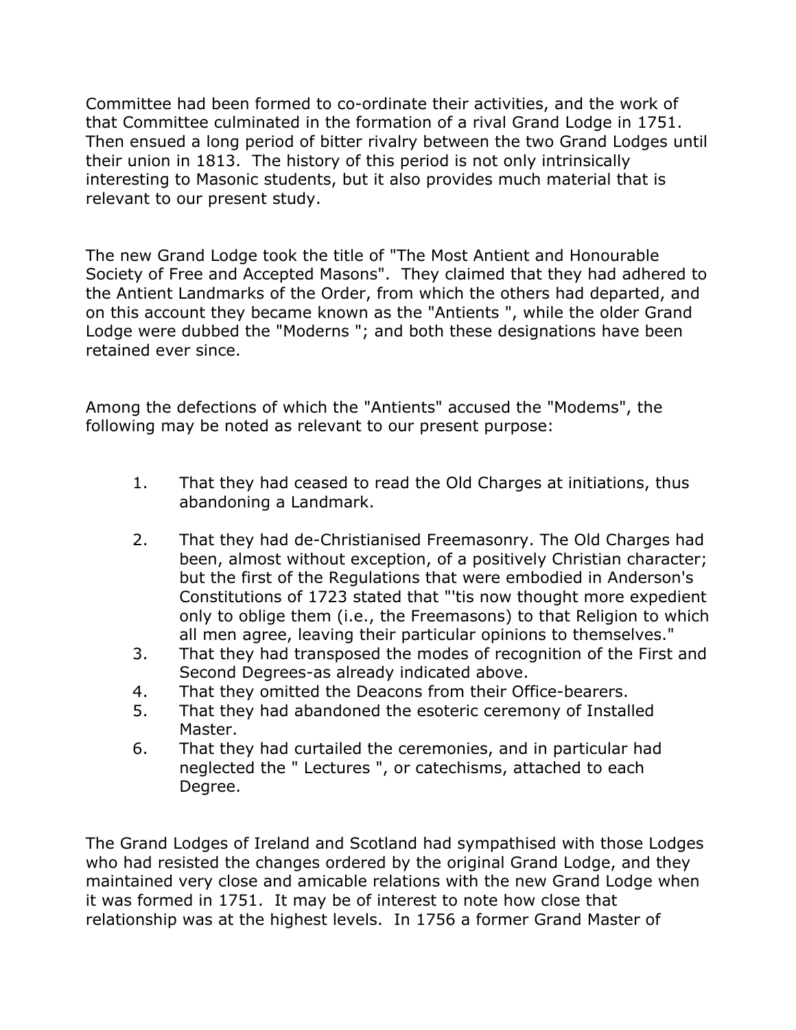Committee had been formed to co-ordinate their activities, and the work of that Committee culminated in the formation of a rival Grand Lodge in 1751. Then ensued a long period of bitter rivalry between the two Grand Lodges until their union in 1813. The history of this period is not only intrinsically interesting to Masonic students, but it also provides much material that is relevant to our present study.

The new Grand Lodge took the title of "The Most Antient and Honourable Society of Free and Accepted Masons". They claimed that they had adhered to the Antient Landmarks of the Order, from which the others had departed, and on this account they became known as the "Antients ", while the older Grand Lodge were dubbed the "Moderns "; and both these designations have been retained ever since.

Among the defections of which the "Antients" accused the "Modems", the following may be noted as relevant to our present purpose:

1. That they had ceased to read the Old Charges at initiations, thus abandoning a Landmark.
2. That they had de-Christianised Freemasonry. The Old Charges had been, almost without exception, of a positively Christian character; but the first of the Regulations that were embodied in Anderson's Constitutions of 1723 stated that "'tis now thought more expedient only to oblige them (i.e., the Freemasons) to that Religion to which all men agree, leaving their particular opinions to themselves."
3. That they had transposed the modes of recognition of the First and Second Degrees-as already indicated above.
4. That they omitted the Deacons from their Office-bearers.
5. That they had abandoned the esoteric ceremony of Installed Master.
6. That they had curtailed the ceremonies, and in particular had neglected the " Lectures ", or catechisms, attached to each Degree.

The Grand Lodges of Ireland and Scotland had sympathised with those Lodges who had resisted the changes ordered by the original Grand Lodge, and they maintained very close and amicable relations with the new Grand Lodge when it was formed in 1751. It may be of interest to note how close that relationship was at the highest levels. In 1756 a former Grand Master of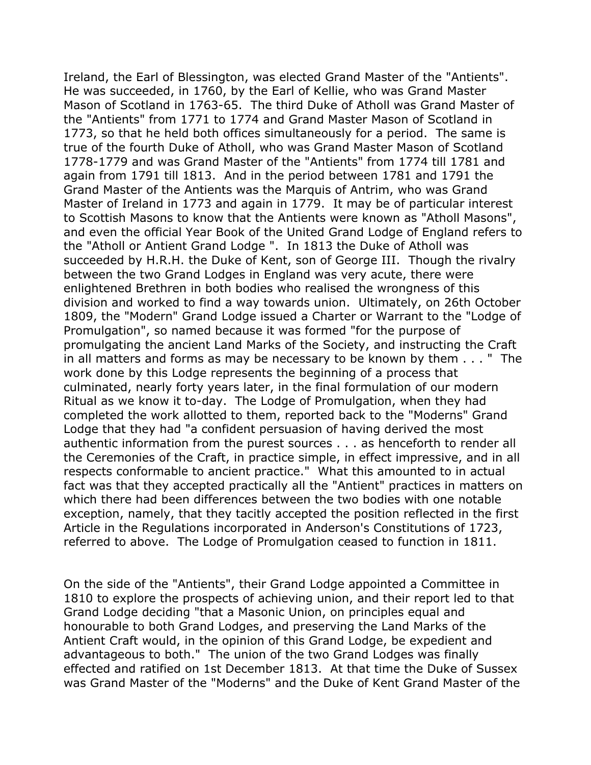Ireland, the Earl of Blessington, was elected Grand Master of the "Antients". He was succeeded, in 1760, by the Earl of Kellie, who was Grand Master Mason of Scotland in 1763-65. The third Duke of Atholl was Grand Master of the "Antients" from 1771 to 1774 and Grand Master Mason of Scotland in 1773, so that he held both offices simultaneously for a period. The same is true of the fourth Duke of Atholl, who was Grand Master Mason of Scotland 1778-1779 and was Grand Master of the "Antients" from 1774 till 1781 and again from 1791 till 1813. And in the period between 1781 and 1791 the Grand Master of the Antients was the Marquis of Antrim, who was Grand Master of Ireland in 1773 and again in 1779. It may be of particular interest to Scottish Masons to know that the Antients were known as "Atholl Masons", and even the official Year Book of the United Grand Lodge of England refers to the "Atholl or Antient Grand Lodge ". In 1813 the Duke of Atholl was succeeded by H.R.H. the Duke of Kent, son of George III. Though the rivalry between the two Grand Lodges in England was very acute, there were enlightened Brethren in both bodies who realised the wrongness of this division and worked to find a way towards union. Ultimately, on 26th October 1809, the "Modern" Grand Lodge issued a Charter or Warrant to the "Lodge of Promulgation", so named because it was formed "for the purpose of promulgating the ancient Land Marks of the Society, and instructing the Craft in all matters and forms as may be necessary to be known by them . . . " The work done by this Lodge represents the beginning of a process that culminated, nearly forty years later, in the final formulation of our modern Ritual as we know it to-day. The Lodge of Promulgation, when they had completed the work allotted to them, reported back to the "Moderns" Grand Lodge that they had "a confident persuasion of having derived the most authentic information from the purest sources . . . as henceforth to render all the Ceremonies of the Craft, in practice simple, in effect impressive, and in all respects conformable to ancient practice." What this amounted to in actual fact was that they accepted practically all the "Antient" practices in matters on which there had been differences between the two bodies with one notable exception, namely, that they tacitly accepted the position reflected in the first Article in the Regulations incorporated in Anderson's Constitutions of 1723, referred to above. The Lodge of Promulgation ceased to function in 1811.

On the side of the "Antients", their Grand Lodge appointed a Committee in 1810 to explore the prospects of achieving union, and their report led to that Grand Lodge deciding "that a Masonic Union, on principles equal and honourable to both Grand Lodges, and preserving the Land Marks of the Antient Craft would, in the opinion of this Grand Lodge, be expedient and advantageous to both." The union of the two Grand Lodges was finally effected and ratified on 1st December 1813. At that time the Duke of Sussex was Grand Master of the "Moderns" and the Duke of Kent Grand Master of the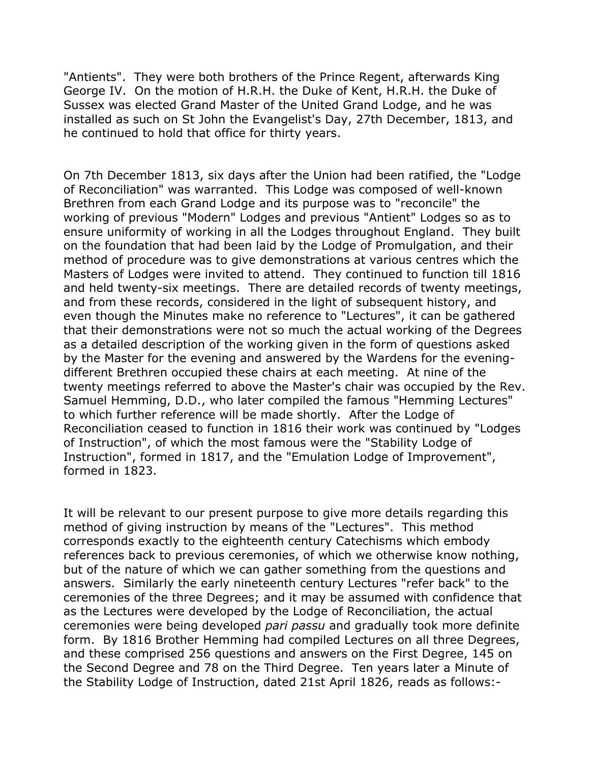"Antients". They were both brothers of the Prince Regent, afterwards King George IV. On the motion of H.R.H. the Duke of Kent, H.R.H. the Duke of Sussex was elected Grand Master of the United Grand Lodge, and he was installed as such on St John the Evangelist's Day, 27th December, 1813, and he continued to hold that office for thirty years.

On 7th December 1813, six days after the Union had been ratified, the "Lodge of Reconciliation" was warranted. This Lodge was composed of well-known Brethren from each Grand Lodge and its purpose was to "reconcile" the working of previous "Modern" Lodges and previous "Antient" Lodges so as to ensure uniformity of working in all the Lodges throughout England. They built on the foundation that had been laid by the Lodge of Promulgation, and their method of procedure was to give demonstrations at various centres which the Masters of Lodges were invited to attend. They continued to function till 1816 and held twenty-six meetings. There are detailed records of twenty meetings, and from these records, considered in the light of subsequent history, and even though the Minutes make no reference to "Lectures", it can be gathered that their demonstrations were not so much the actual working of the Degrees as a detailed description of the working given in the form of questions asked by the Master for the evening and answered by the Wardens for the evening-different Brethren occupied these chairs at each meeting. At nine of the twenty meetings referred to above the Master's chair was occupied by the Rev. Samuel Hemming, D.D., who later compiled the famous "Hemming Lectures" to which further reference will be made shortly. After the Lodge of Reconciliation ceased to function in 1816 their work was continued by "Lodges of Instruction", of which the most famous were the "Stability Lodge of Instruction", formed in 1817, and the "Emulation Lodge of Improvement", formed in 1823.

It will be relevant to our present purpose to give more details regarding this method of giving instruction by means of the "Lectures". This method corresponds exactly to the eighteenth century Catechisms which embody references back to previous ceremonies, of which we otherwise know nothing, but of the nature of which we can gather something from the questions and answers. Similarly the early nineteenth century Lectures "refer back" to the ceremonies of the three Degrees; and it may be assumed with confidence that as the Lectures were developed by the Lodge of Reconciliation, the actual ceremonies were being developed *pari passu* and gradually took more definite form. By 1816 Brother Hemming had compiled Lectures on all three Degrees, and these comprised 256 questions and answers on the First Degree, 145 on the Second Degree and 78 on the Third Degree. Ten years later a Minute of the Stability Lodge of Instruction, dated 21st April 1826, reads as follows:-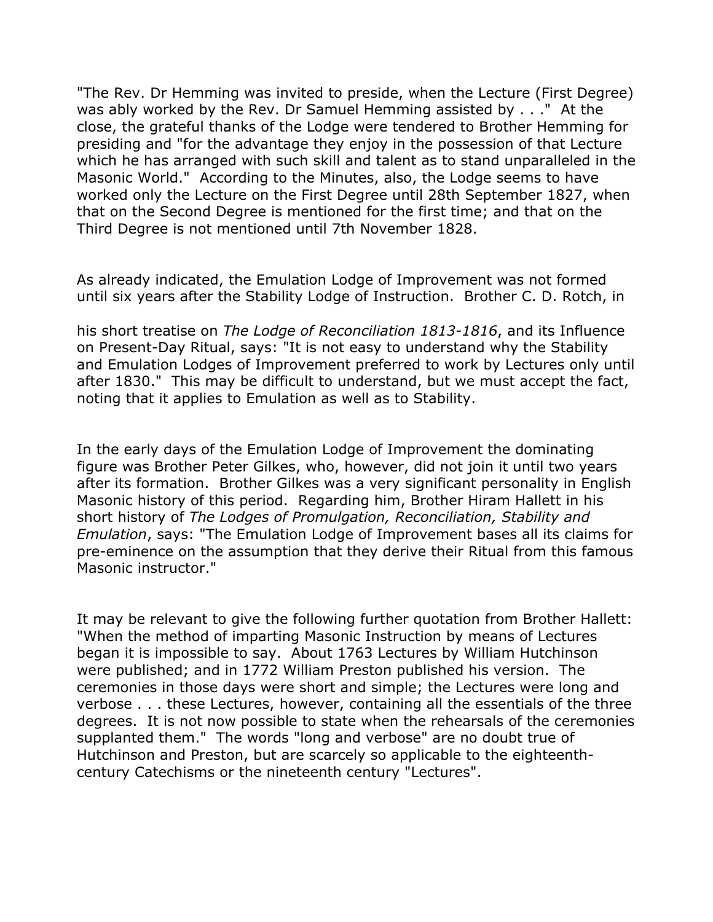"The Rev. Dr Hemming was invited to preside, when the Lecture (First Degree) was ably worked by the Rev. Dr Samuel Hemming assisted by . . ."  At the close, the grateful thanks of the Lodge were tendered to Brother Hemming for presiding and "for the advantage they enjoy in the possession of that Lecture which he has arranged with such skill and talent as to stand unparalleled in the Masonic World."  According to the Minutes, also, the Lodge seems to have worked only the Lecture on the First Degree until 28th September 1827, when that on the Second Degree is mentioned for the first time; and that on the Third Degree is not mentioned until 7th November 1828.

As already indicated, the Emulation Lodge of Improvement was not formed until six years after the Stability Lodge of Instruction.  Brother C. D. Rotch, in his short treatise on *The Lodge of Reconciliation 1813-1816*, and its Influence on Present-Day Ritual, says: "It is not easy to understand why the Stability and Emulation Lodges of Improvement preferred to work by Lectures only until after 1830."  This may be difficult to understand, but we must accept the fact, noting that it applies to Emulation as well as to Stability.

In the early days of the Emulation Lodge of Improvement the dominating figure was Brother Peter Gilkes, who, however, did not join it until two years after its formation.  Brother Gilkes was a very significant personality in English Masonic history of this period.  Regarding him, Brother Hiram Hallett in his short history of *The Lodges of Promulgation, Reconciliation, Stability and Emulation*, says: "The Emulation Lodge of Improvement bases all its claims for pre-eminence on the assumption that they derive their Ritual from this famous Masonic instructor."

It may be relevant to give the following further quotation from Brother Hallett: "When the method of imparting Masonic Instruction by means of Lectures began it is impossible to say.  About 1763 Lectures by William Hutchinson were published; and in 1772 William Preston published his version.  The ceremonies in those days were short and simple; the Lectures were long and verbose . . . these Lectures, however, containing all the essentials of the three degrees.  It is not now possible to state when the rehearsals of the ceremonies supplanted them."  The words "long and verbose" are no doubt true of Hutchinson and Preston, but are scarcely so applicable to the eighteenth-century Catechisms or the nineteenth century "Lectures".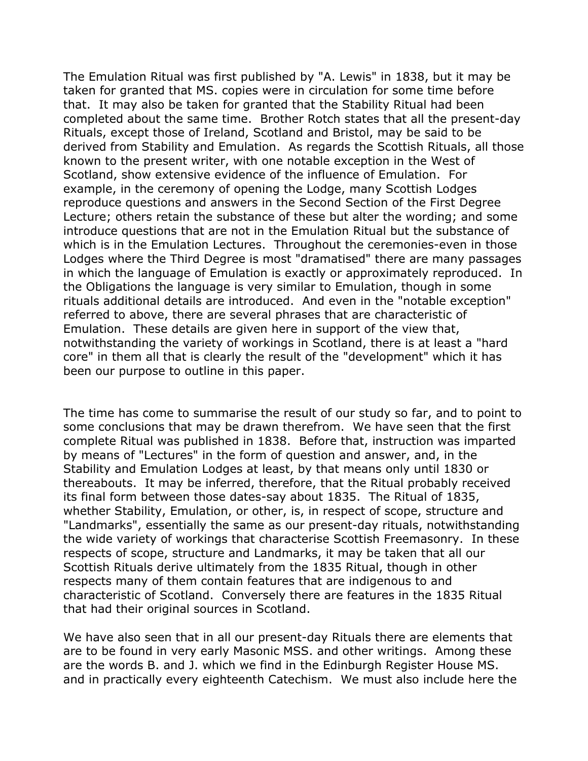The Emulation Ritual was first published by "A. Lewis" in 1838, but it may be taken for granted that MS. copies were in circulation for some time before that. It may also be taken for granted that the Stability Ritual had been completed about the same time. Brother Rotch states that all the present-day Rituals, except those of Ireland, Scotland and Bristol, may be said to be derived from Stability and Emulation. As regards the Scottish Rituals, all those known to the present writer, with one notable exception in the West of Scotland, show extensive evidence of the influence of Emulation. For example, in the ceremony of opening the Lodge, many Scottish Lodges reproduce questions and answers in the Second Section of the First Degree Lecture; others retain the substance of these but alter the wording; and some introduce questions that are not in the Emulation Ritual but the substance of which is in the Emulation Lectures. Throughout the ceremonies-even in those Lodges where the Third Degree is most "dramatised" there are many passages in which the language of Emulation is exactly or approximately reproduced. In the Obligations the language is very similar to Emulation, though in some rituals additional details are introduced. And even in the "notable exception" referred to above, there are several phrases that are characteristic of Emulation. These details are given here in support of the view that, notwithstanding the variety of workings in Scotland, there is at least a "hard core" in them all that is clearly the result of the "development" which it has been our purpose to outline in this paper.

The time has come to summarise the result of our study so far, and to point to some conclusions that may be drawn therefrom. We have seen that the first complete Ritual was published in 1838. Before that, instruction was imparted by means of "Lectures" in the form of question and answer, and, in the Stability and Emulation Lodges at least, by that means only until 1830 or thereabouts. It may be inferred, therefore, that the Ritual probably received its final form between those dates-say about 1835. The Ritual of 1835, whether Stability, Emulation, or other, is, in respect of scope, structure and "Landmarks", essentially the same as our present-day rituals, notwithstanding the wide variety of workings that characterise Scottish Freemasonry. In these respects of scope, structure and Landmarks, it may be taken that all our Scottish Rituals derive ultimately from the 1835 Ritual, though in other respects many of them contain features that are indigenous to and characteristic of Scotland. Conversely there are features in the 1835 Ritual that had their original sources in Scotland.

We have also seen that in all our present-day Rituals there are elements that are to be found in very early Masonic MSS. and other writings. Among these are the words B. and J. which we find in the Edinburgh Register House MS. and in practically every eighteenth Catechism. We must also include here the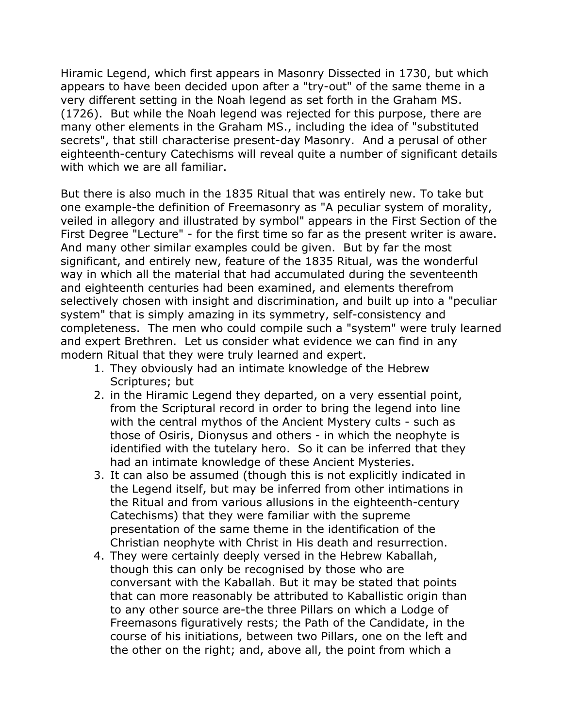Hiramic Legend, which first appears in Masonry Dissected in 1730, but which appears to have been decided upon after a "try-out" of the same theme in a very different setting in the Noah legend as set forth in the Graham MS. (1726). But while the Noah legend was rejected for this purpose, there are many other elements in the Graham MS., including the idea of "substituted secrets", that still characterise present-day Masonry. And a perusal of other eighteenth-century Catechisms will reveal quite a number of significant details with which we are all familiar.

But there is also much in the 1835 Ritual that was entirely new. To take but one example-the definition of Freemasonry as "A peculiar system of morality, veiled in allegory and illustrated by symbol" appears in the First Section of the First Degree "Lecture" - for the first time so far as the present writer is aware. And many other similar examples could be given. But by far the most significant, and entirely new, feature of the 1835 Ritual, was the wonderful way in which all the material that had accumulated during the seventeenth and eighteenth centuries had been examined, and elements therefrom selectively chosen with insight and discrimination, and built up into a "peculiar system" that is simply amazing in its symmetry, self-consistency and completeness. The men who could compile such a "system" were truly learned and expert Brethren. Let us consider what evidence we can find in any modern Ritual that they were truly learned and expert.

1. They obviously had an intimate knowledge of the Hebrew Scriptures; but
2. in the Hiramic Legend they departed, on a very essential point, from the Scriptural record in order to bring the legend into line with the central mythos of the Ancient Mystery cults - such as those of Osiris, Dionysus and others - in which the neophyte is identified with the tutelary hero. So it can be inferred that they had an intimate knowledge of these Ancient Mysteries.
3. It can also be assumed (though this is not explicitly indicated in the Legend itself, but may be inferred from other intimations in the Ritual and from various allusions in the eighteenth-century Catechisms) that they were familiar with the supreme presentation of the same theme in the identification of the Christian neophyte with Christ in His death and resurrection.
4. They were certainly deeply versed in the Hebrew Kaballah, though this can only be recognised by those who are conversant with the Kaballah. But it may be stated that points that can more reasonably be attributed to Kaballistic origin than to any other source are-the three Pillars on which a Lodge of Freemasons figuratively rests; the Path of the Candidate, in the course of his initiations, between two Pillars, one on the left and the other on the right; and, above all, the point from which a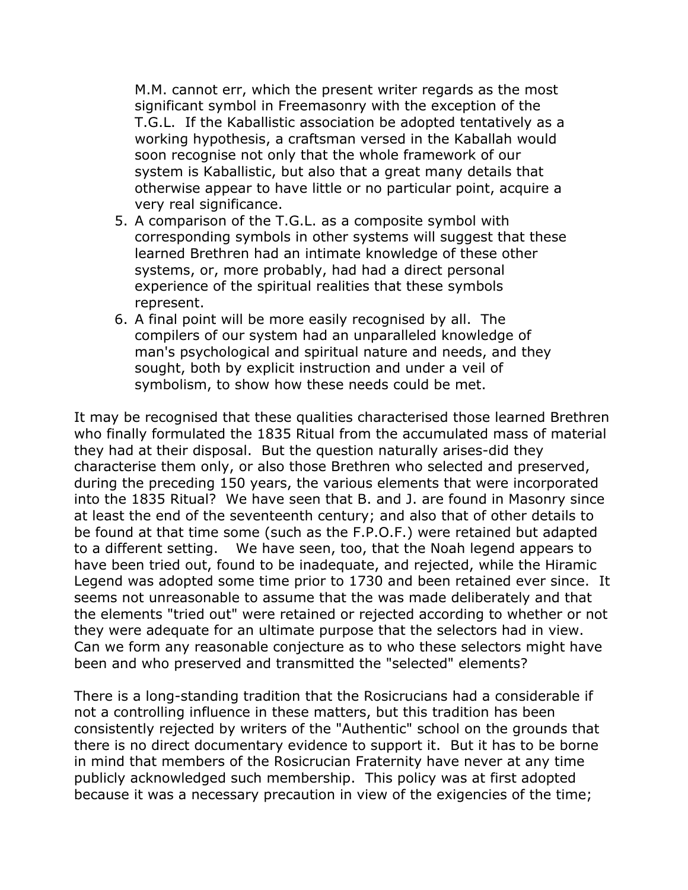M.M. cannot err, which the present writer regards as the most significant symbol in Freemasonry with the exception of the T.G.L. If the Kaballistic association be adopted tentatively as a working hypothesis, a craftsman versed in the Kaballah would soon recognise not only that the whole framework of our system is Kaballistic, but also that a great many details that otherwise appear to have little or no particular point, acquire a very real significance.

5. A comparison of the T.G.L. as a composite symbol with corresponding symbols in other systems will suggest that these learned Brethren had an intimate knowledge of these other systems, or, more probably, had had a direct personal experience of the spiritual realities that these symbols represent.
6. A final point will be more easily recognised by all. The compilers of our system had an unparalleled knowledge of man's psychological and spiritual nature and needs, and they sought, both by explicit instruction and under a veil of symbolism, to show how these needs could be met.

It may be recognised that these qualities characterised those learned Brethren who finally formulated the 1835 Ritual from the accumulated mass of material they had at their disposal. But the question naturally arises-did they characterise them only, or also those Brethren who selected and preserved, during the preceding 150 years, the various elements that were incorporated into the 1835 Ritual? We have seen that B. and J. are found in Masonry since at least the end of the seventeenth century; and also that of other details to be found at that time some (such as the F.P.O.F.) were retained but adapted to a different setting. We have seen, too, that the Noah legend appears to have been tried out, found to be inadequate, and rejected, while the Hiramic Legend was adopted some time prior to 1730 and been retained ever since. It seems not unreasonable to assume that the was made deliberately and that the elements "tried out" were retained or rejected according to whether or not they were adequate for an ultimate purpose that the selectors had in view. Can we form any reasonable conjecture as to who these selectors might have been and who preserved and transmitted the "selected" elements?

There is a long-standing tradition that the Rosicrucians had a considerable if not a controlling influence in these matters, but this tradition has been consistently rejected by writers of the "Authentic" school on the grounds that there is no direct documentary evidence to support it. But it has to be borne in mind that members of the Rosicrucian Fraternity have never at any time publicly acknowledged such membership. This policy was at first adopted because it was a necessary precaution in view of the exigencies of the time;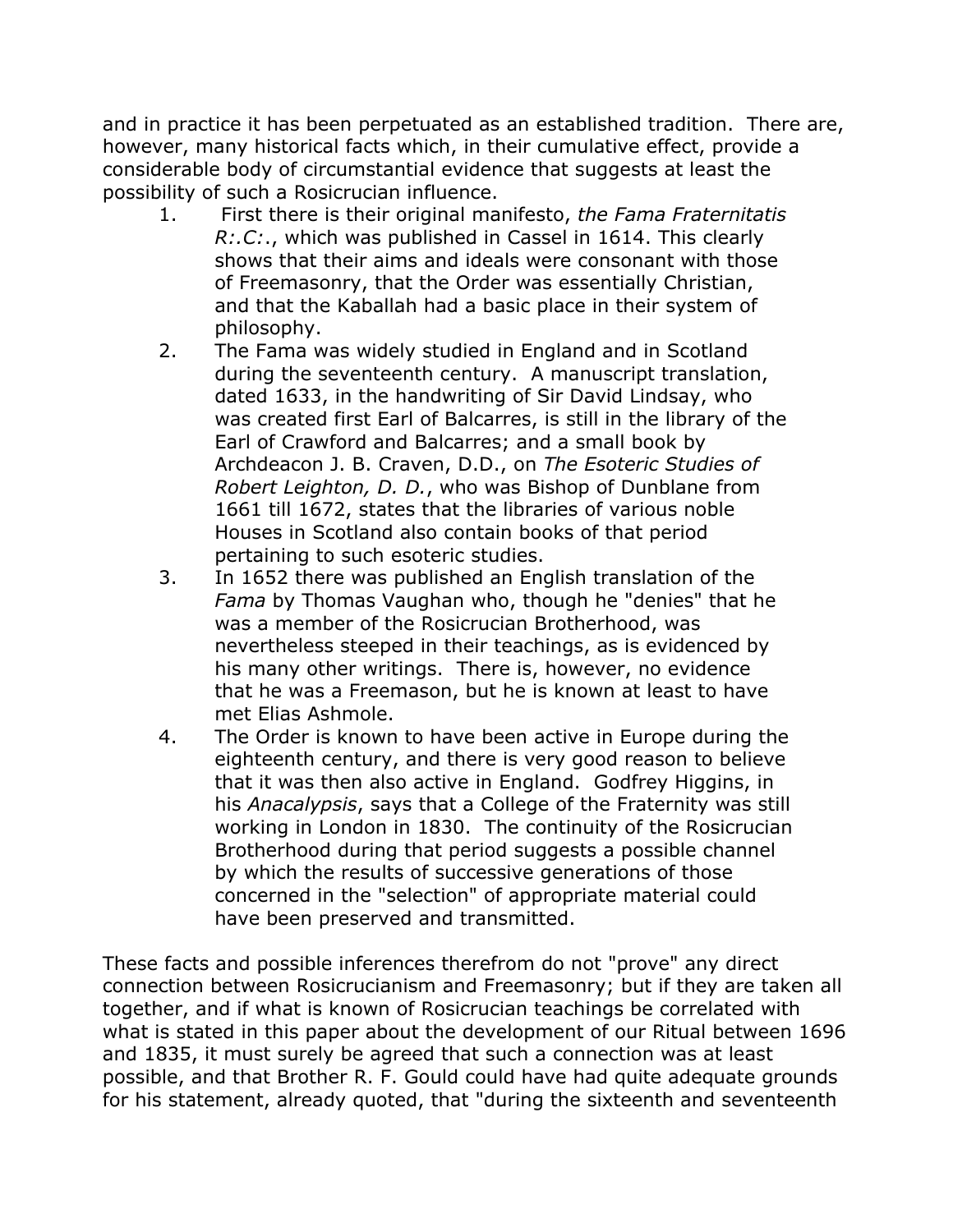and in practice it has been perpetuated as an established tradition. There are, however, many historical facts which, in their cumulative effect, provide a considerable body of circumstantial evidence that suggests at least the possibility of such a Rosicrucian influence.

1. First there is their original manifesto, *the Fama Fraternitatis R:.C:.*, which was published in Cassel in 1614. This clearly shows that their aims and ideals were consonant with those of Freemasonry, that the Order was essentially Christian, and that the Kaballah had a basic place in their system of philosophy.
2. The Fama was widely studied in England and in Scotland during the seventeenth century. A manuscript translation, dated 1633, in the handwriting of Sir David Lindsay, who was created first Earl of Balcarres, is still in the library of the Earl of Crawford and Balcarres; and a small book by Archdeacon J. B. Craven, D.D., on *The Esoteric Studies of Robert Leighton, D. D.*, who was Bishop of Dunblane from 1661 till 1672, states that the libraries of various noble Houses in Scotland also contain books of that period pertaining to such esoteric studies.
3. In 1652 there was published an English translation of the *Fama* by Thomas Vaughan who, though he "denies" that he was a member of the Rosicrucian Brotherhood, was nevertheless steeped in their teachings, as is evidenced by his many other writings. There is, however, no evidence that he was a Freemason, but he is known at least to have met Elias Ashmole.
4. The Order is known to have been active in Europe during the eighteenth century, and there is very good reason to believe that it was then also active in England. Godfrey Higgins, in his *Anacalypsis*, says that a College of the Fraternity was still working in London in 1830. The continuity of the Rosicrucian Brotherhood during that period suggests a possible channel by which the results of successive generations of those concerned in the "selection" of appropriate material could have been preserved and transmitted.

These facts and possible inferences therefrom do not "prove" any direct connection between Rosicrucianism and Freemasonry; but if they are taken all together, and if what is known of Rosicrucian teachings be correlated with what is stated in this paper about the development of our Ritual between 1696 and 1835, it must surely be agreed that such a connection was at least possible, and that Brother R. F. Gould could have had quite adequate grounds for his statement, already quoted, that "during the sixteenth and seventeenth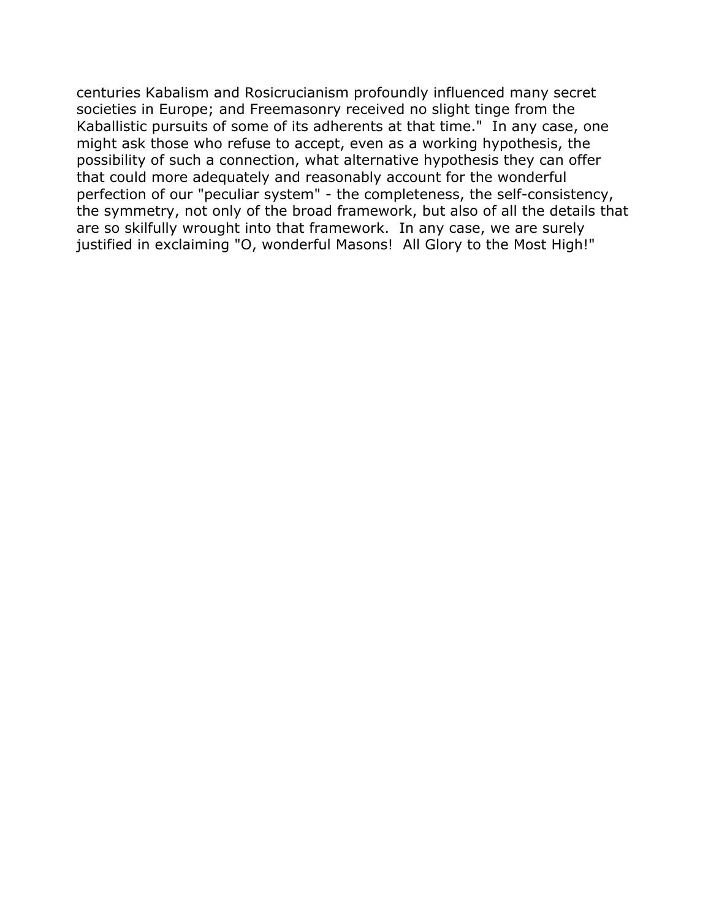centuries Kabalism and Rosicrucianism profoundly influenced many secret societies in Europe; and Freemasonry received no slight tinge from the Kaballistic pursuits of some of its adherents at that time." In any case, one might ask those who refuse to accept, even as a working hypothesis, the possibility of such a connection, what alternative hypothesis they can offer that could more adequately and reasonably account for the wonderful perfection of our "peculiar system" - the completeness, the self-consistency, the symmetry, not only of the broad framework, but also of all the details that are so skilfully wrought into that framework. In any case, we are surely justified in exclaiming "O, wonderful Masons! All Glory to the Most High!"